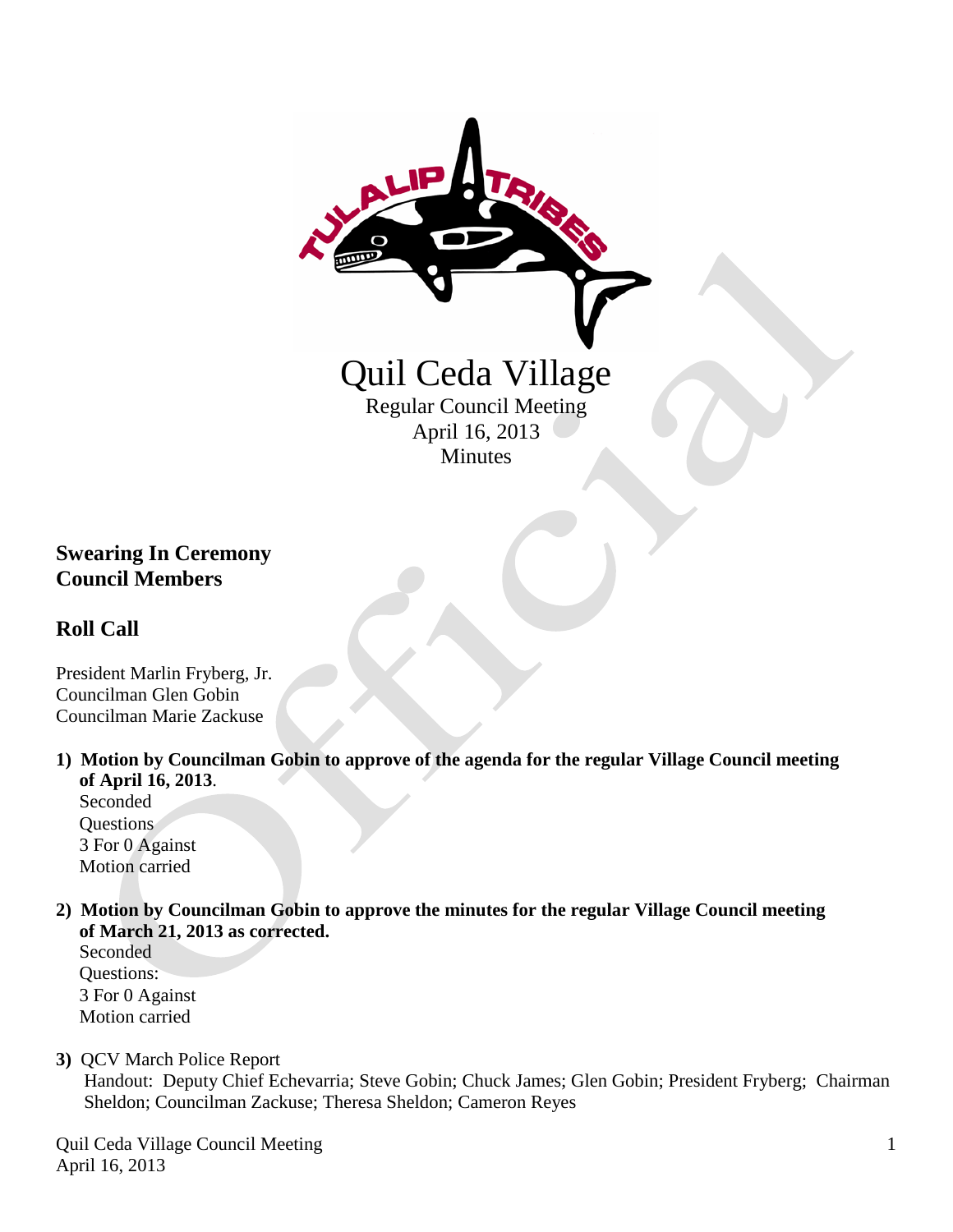# Quil Ceda Village

Regular Council Meeting
April 16, 2013
Minutes

## Swearing In Ceremony
## Council Members

## Roll Call

President Marlin Fryberg, Jr.
Councilman Glen Gobin
Councilman Marie Zackuse

1) **Motion by Councilman Gobin to approve of the agenda for the regular Village Council meeting of April 16, 2013**.
   Seconded
   Questions
   3 For 0 Against
   Motion carried

2) **Motion by Councilman Gobin to approve the minutes for the regular Village Council meeting of March 21, 2013 as corrected.**
   Seconded
   Questions:
   3 For 0 Against
   Motion carried

3) QCV March Police Report
   Handout: Deputy Chief Echevarria; Steve Gobin; Chuck James; Glen Gobin; President Fryberg; Chairman Sheldon; Councilman Zackuse; Theresa Sheldon; Cameron Reyes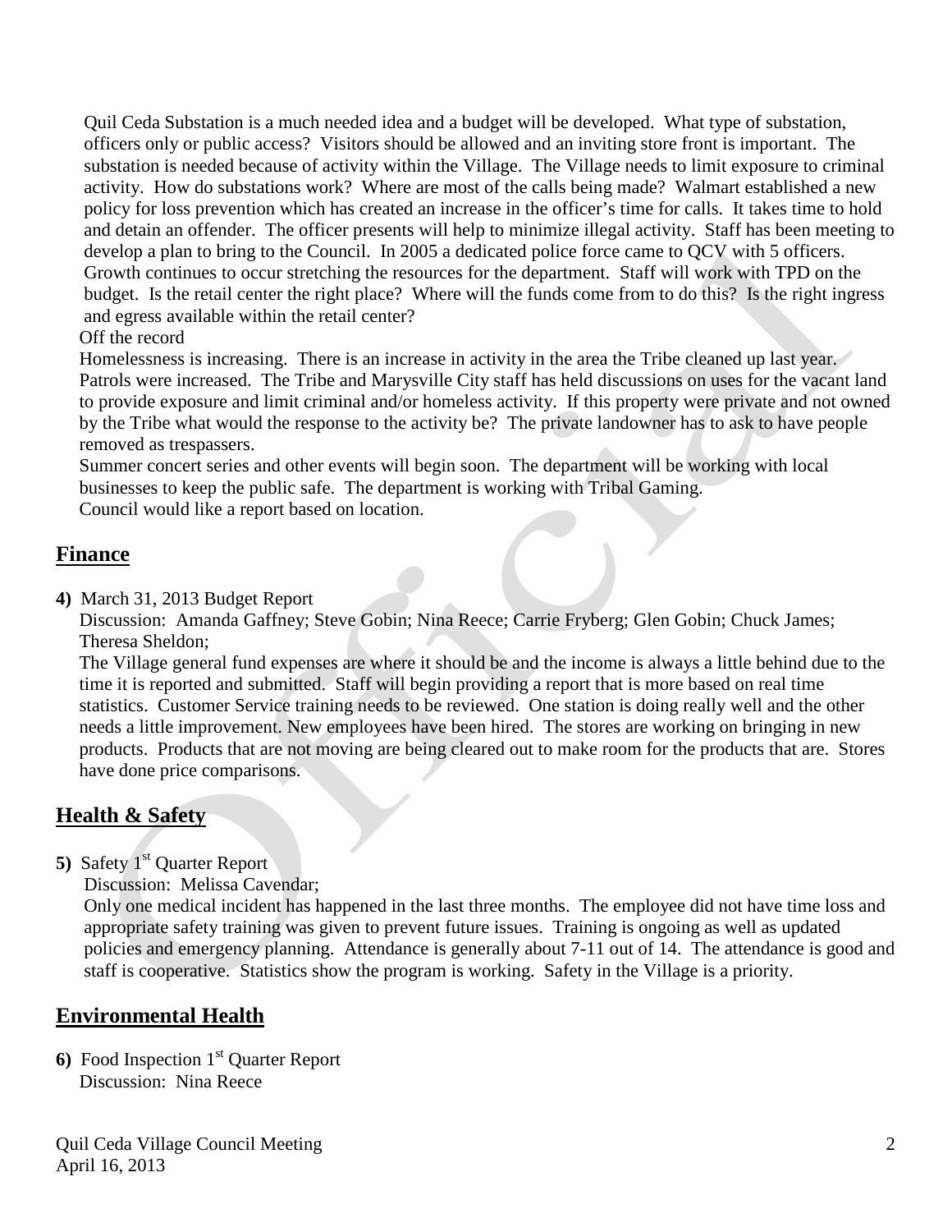Quil Ceda Substation is a much needed idea and a budget will be developed. What type of substation, officers only or public access? Visitors should be allowed and an inviting store front is important. The substation is needed because of activity within the Village. The Village needs to limit exposure to criminal activity. How do substations work? Where are most of the calls being made? Walmart established a new policy for loss prevention which has created an increase in the officer's time for calls. It takes time to hold and detain an offender. The officer presents will help to minimize illegal activity. Staff has been meeting to develop a plan to bring to the Council. In 2005 a dedicated police force came to QCV with 5 officers. Growth continues to occur stretching the resources for the department. Staff will work with TPD on the budget. Is the retail center the right place? Where will the funds come from to do this? Is the right ingress and egress available within the retail center?

Off the record

Homelessness is increasing. There is an increase in activity in the area the Tribe cleaned up last year. Patrols were increased. The Tribe and Marysville City staff has held discussions on uses for the vacant land to provide exposure and limit criminal and/or homeless activity. If this property were private and not owned by the Tribe what would the response to the activity be? The private landowner has to ask to have people removed as trespassers.

Summer concert series and other events will begin soon. The department will be working with local businesses to keep the public safe. The department is working with Tribal Gaming.

Council would like a report based on location.

## Finance

**4)** March 31, 2013 Budget Report

Discussion: Amanda Gaffney; Steve Gobin; Nina Reece; Carrie Fryberg; Glen Gobin; Chuck James; Theresa Sheldon;

The Village general fund expenses are where it should be and the income is always a little behind due to the time it is reported and submitted. Staff will begin providing a report that is more based on real time statistics. Customer Service training needs to be reviewed. One station is doing really well and the other needs a little improvement. New employees have been hired. The stores are working on bringing in new products. Products that are not moving are being cleared out to make room for the products that are. Stores have done price comparisons.

## Health & Safety

**5)** Safety 1st Quarter Report

Discussion: Melissa Cavendar;

Only one medical incident has happened in the last three months. The employee did not have time loss and appropriate safety training was given to prevent future issues. Training is ongoing as well as updated policies and emergency planning. Attendance is generally about 7-11 out of 14. The attendance is good and staff is cooperative. Statistics show the program is working. Safety in the Village is a priority.

## Environmental Health

**6)** Food Inspection 1st Quarter Report

Discussion: Nina Reece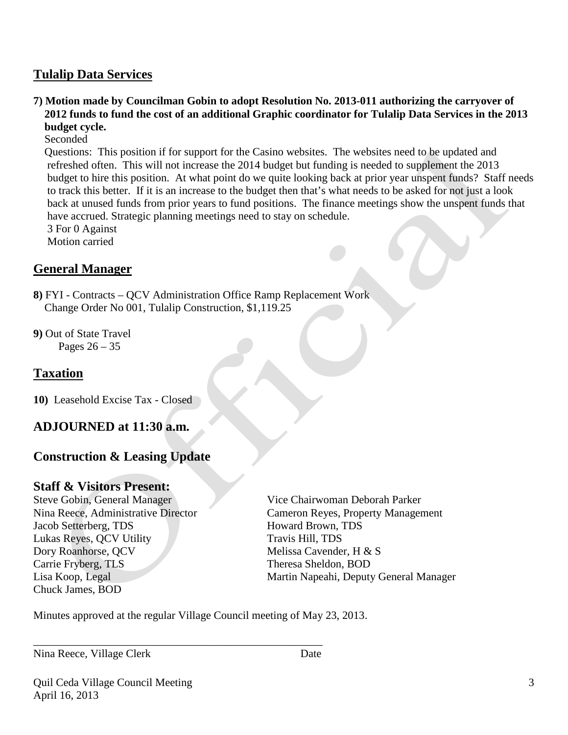## Tulalip Data Services

**7) Motion made by Councilman Gobin to adopt Resolution No. 2013-011 authorizing the carryover of 2012 funds to fund the cost of an additional Graphic coordinator for Tulalip Data Services in the 2013 budget cycle.**

Seconded

Questions: This position if for support for the Casino websites. The websites need to be updated and refreshed often. This will not increase the 2014 budget but funding is needed to supplement the 2013 budget to hire this position. At what point do we quite looking back at prior year unspent funds? Staff needs to track this better. If it is an increase to the budget then that's what needs to be asked for not just a look back at unused funds from prior years to fund positions. The finance meetings show the unspent funds that have accrued. Strategic planning meetings need to stay on schedule.

3 For 0 Against

Motion carried

## General Manager

**8)** FYI - Contracts – QCV Administration Office Ramp Replacement Work
Change Order No 001, Tulalip Construction, $1,119.25

**9)** Out of State Travel
Pages 26 – 35

## Taxation

**10)** Leasehold Excise Tax - Closed

## ADJOURNED at 11:30 a.m.

## Construction & Leasing Update

## Staff & Visitors Present:

Steve Gobin, General Manager
Nina Reece, Administrative Director
Jacob Setterberg, TDS
Lukas Reyes, QCV Utility
Dory Roanhorse, QCV
Carrie Fryberg, TLS
Lisa Koop, Legal
Chuck James, BOD
Vice Chairwoman Deborah Parker
Cameron Reyes, Property Management
Howard Brown, TDS
Travis Hill, TDS
Melissa Cavender, H & S
Theresa Sheldon, BOD
Martin Napeahi, Deputy General Manager

Minutes approved at the regular Village Council meeting of May 23, 2013.

\_\_\_\_\_\_\_\_\_\_\_\_\_\_\_\_\_\_\_\_\_\_\_\_\_\_\_\_\_\_\_\_\_\_\_\_\_\_\_\_\_\_\_\_\_\_\_\_\_\_\_\_

Nina Reece, Village Clerk Date

Quil Ceda Village Council Meeting
April 16, 2013